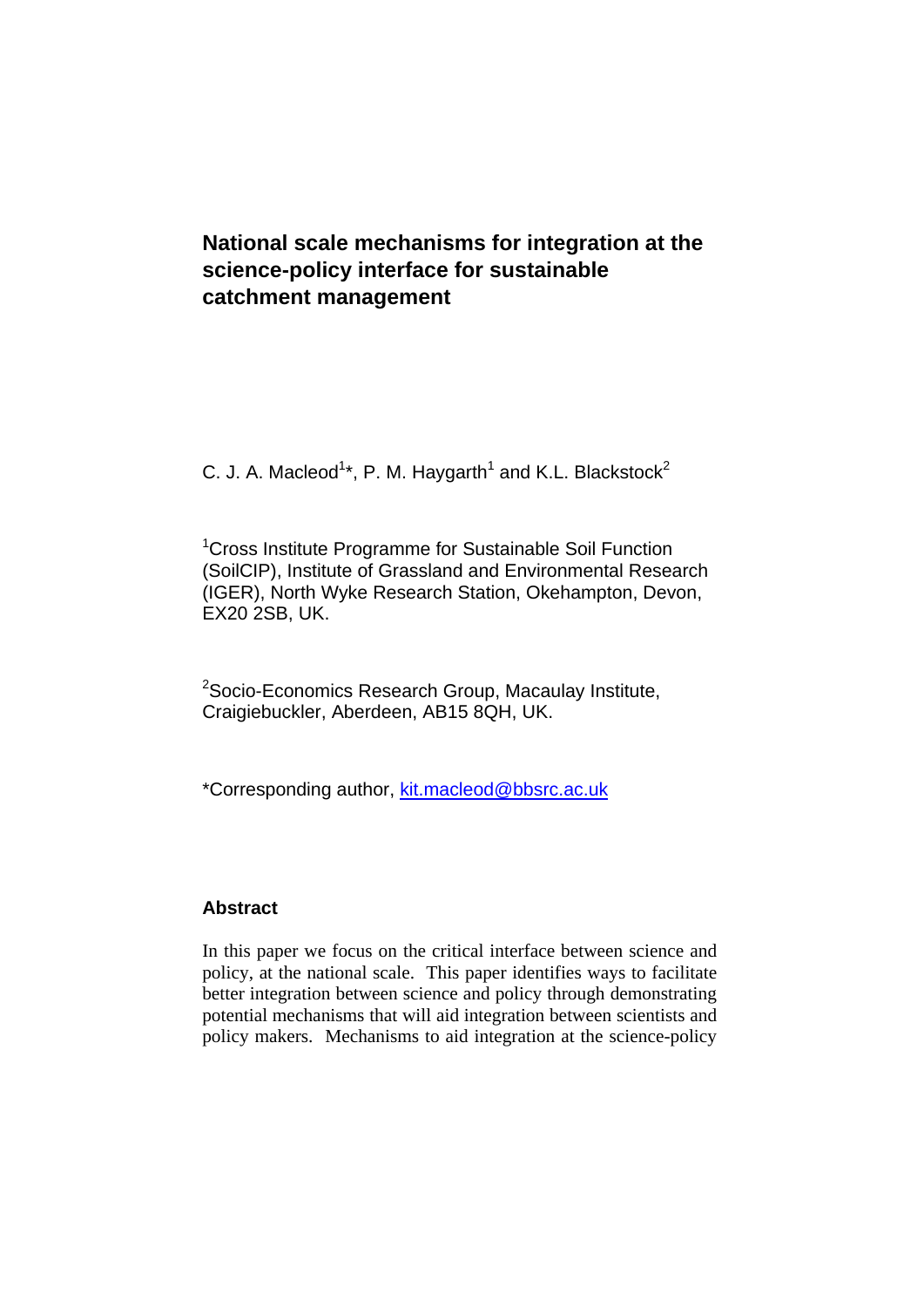# National scale mechanisms for integration at the science-policy interface for sustainable catchment management

C. J. A. Macleod[1]*, P. M. Haygarth[1] and K.L. Blackstock[2]

[1]Cross Institute Programme for Sustainable Soil Function (SoilCIP), Institute of Grassland and Environmental Research (IGER), North Wyke Research Station, Okehampton, Devon, EX20 2SB, UK.

[2]Socio-Economics Research Group, Macaulay Institute, Craigiebuckler, Aberdeen, AB15 8QH, UK.

*Corresponding author, kit.macleod@bbsrc.ac.uk

## Abstract

In this paper we focus on the critical interface between science and policy, at the national scale. This paper identifies ways to facilitate better integration between science and policy through demonstrating potential mechanisms that will aid integration between scientists and policy makers. Mechanisms to aid integration at the science-policy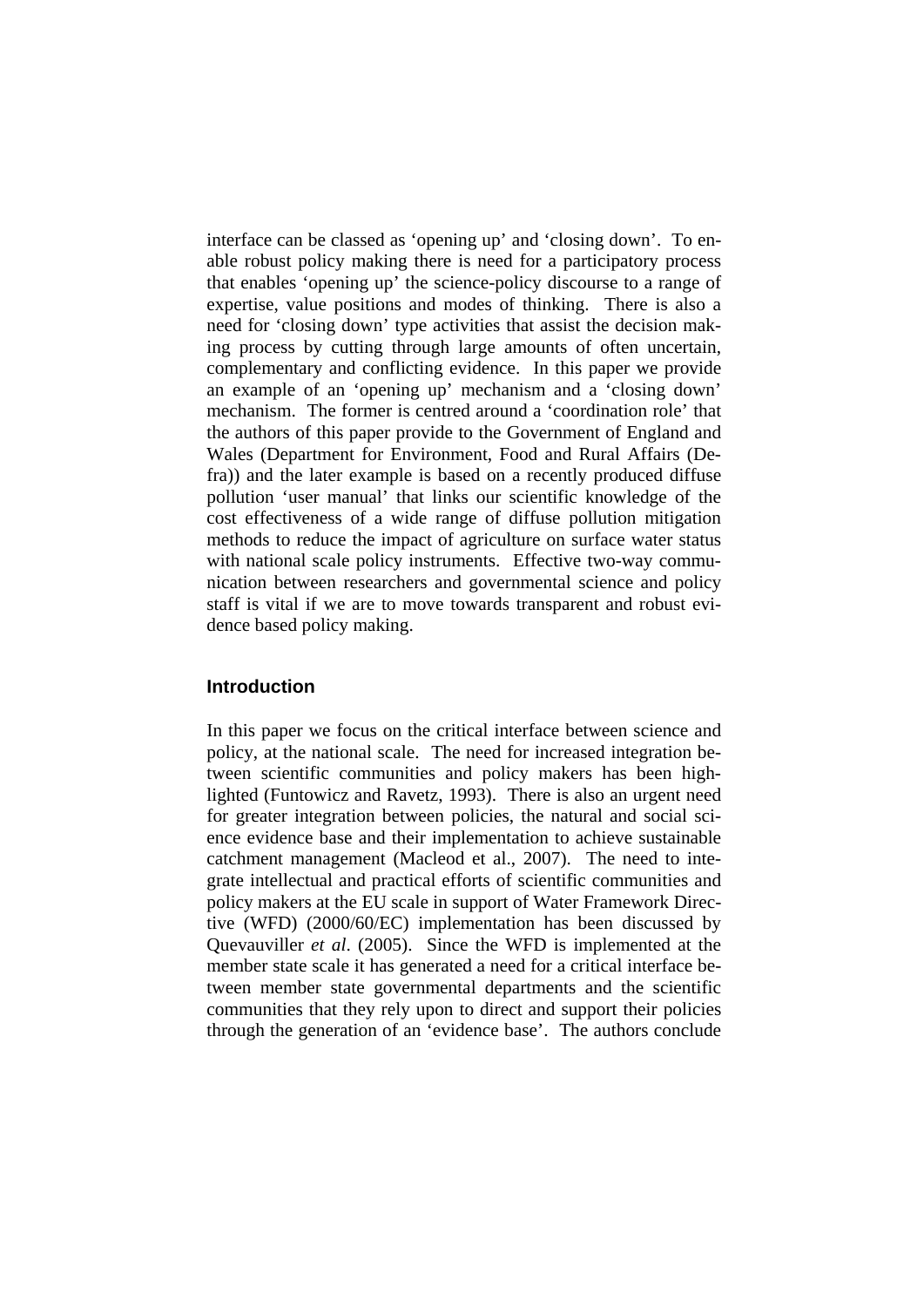interface can be classed as 'opening up' and 'closing down'. To enable robust policy making there is need for a participatory process that enables 'opening up' the science-policy discourse to a range of expertise, value positions and modes of thinking. There is also a need for 'closing down' type activities that assist the decision making process by cutting through large amounts of often uncertain, complementary and conflicting evidence. In this paper we provide an example of an 'opening up' mechanism and a 'closing down' mechanism. The former is centred around a 'coordination role' that the authors of this paper provide to the Government of England and Wales (Department for Environment, Food and Rural Affairs (Defra)) and the later example is based on a recently produced diffuse pollution 'user manual' that links our scientific knowledge of the cost effectiveness of a wide range of diffuse pollution mitigation methods to reduce the impact of agriculture on surface water status with national scale policy instruments. Effective two-way communication between researchers and governmental science and policy staff is vital if we are to move towards transparent and robust evidence based policy making.

## Introduction

In this paper we focus on the critical interface between science and policy, at the national scale. The need for increased integration between scientific communities and policy makers has been highlighted (Funtowicz and Ravetz, 1993). There is also an urgent need for greater integration between policies, the natural and social science evidence base and their implementation to achieve sustainable catchment management (Macleod et al., 2007). The need to integrate intellectual and practical efforts of scientific communities and policy makers at the EU scale in support of Water Framework Directive (WFD) (2000/60/EC) implementation has been discussed by Quevauviller *et al*. (2005). Since the WFD is implemented at the member state scale it has generated a need for a critical interface between member state governmental departments and the scientific communities that they rely upon to direct and support their policies through the generation of an 'evidence base'. The authors conclude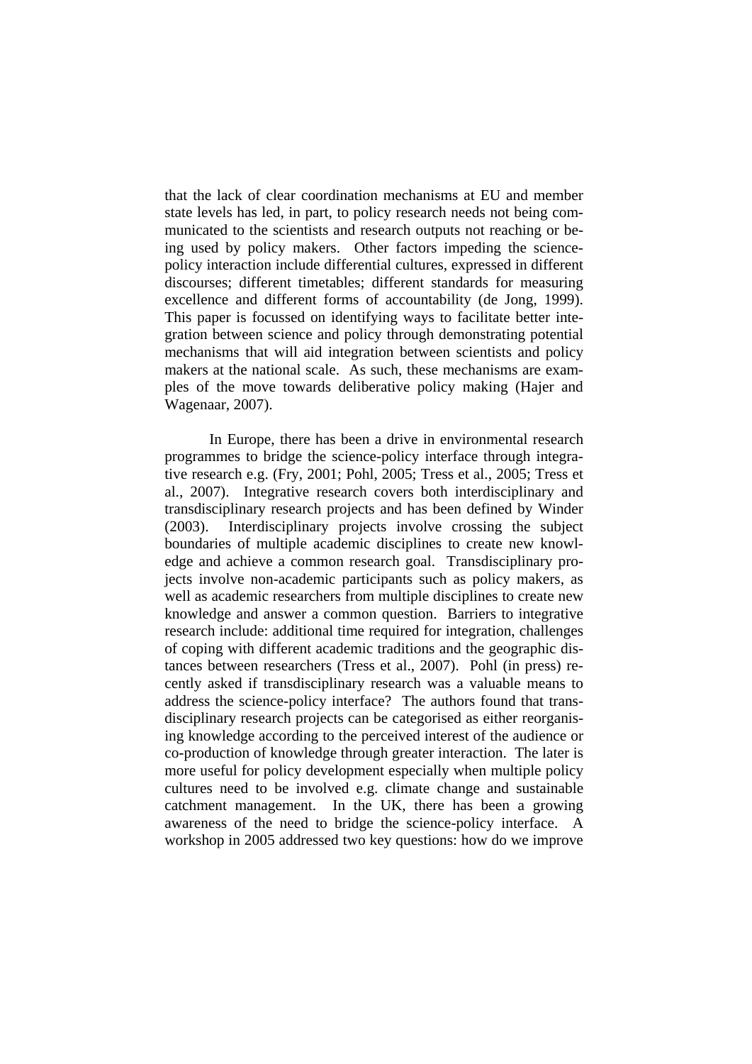that the lack of clear coordination mechanisms at EU and member state levels has led, in part, to policy research needs not being communicated to the scientists and research outputs not reaching or being used by policy makers. Other factors impeding the science-policy interaction include differential cultures, expressed in different discourses; different timetables; different standards for measuring excellence and different forms of accountability (de Jong, 1999). This paper is focussed on identifying ways to facilitate better integration between science and policy through demonstrating potential mechanisms that will aid integration between scientists and policy makers at the national scale. As such, these mechanisms are examples of the move towards deliberative policy making (Hajer and Wagenaar, 2007).

In Europe, there has been a drive in environmental research programmes to bridge the science-policy interface through integrative research e.g. (Fry, 2001; Pohl, 2005; Tress et al., 2005; Tress et al., 2007). Integrative research covers both interdisciplinary and transdisciplinary research projects and has been defined by Winder (2003). Interdisciplinary projects involve crossing the subject boundaries of multiple academic disciplines to create new knowledge and achieve a common research goal. Transdisciplinary projects involve non-academic participants such as policy makers, as well as academic researchers from multiple disciplines to create new knowledge and answer a common question. Barriers to integrative research include: additional time required for integration, challenges of coping with different academic traditions and the geographic distances between researchers (Tress et al., 2007). Pohl (in press) recently asked if transdisciplinary research was a valuable means to address the science-policy interface? The authors found that transdisciplinary research projects can be categorised as either reorganising knowledge according to the perceived interest of the audience or co-production of knowledge through greater interaction. The later is more useful for policy development especially when multiple policy cultures need to be involved e.g. climate change and sustainable catchment management. In the UK, there has been a growing awareness of the need to bridge the science-policy interface. A workshop in 2005 addressed two key questions: how do we improve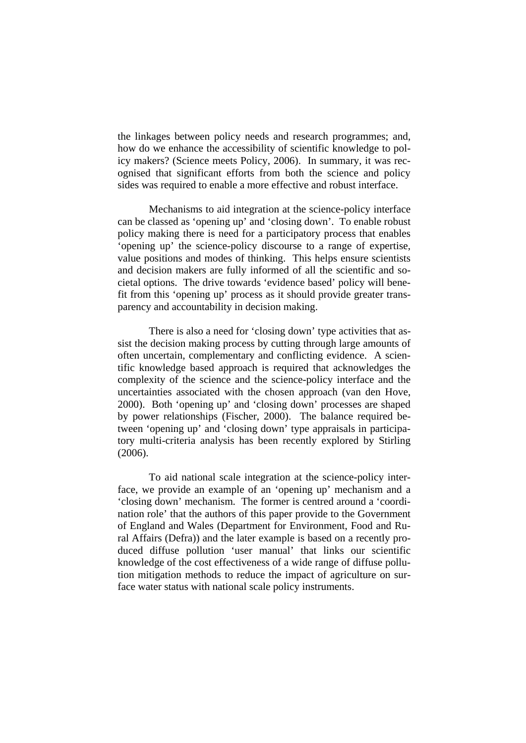the linkages between policy needs and research programmes; and, how do we enhance the accessibility of scientific knowledge to policy makers? (Science meets Policy, 2006). In summary, it was recognised that significant efforts from both the science and policy sides was required to enable a more effective and robust interface.

Mechanisms to aid integration at the science-policy interface can be classed as 'opening up' and 'closing down'. To enable robust policy making there is need for a participatory process that enables 'opening up' the science-policy discourse to a range of expertise, value positions and modes of thinking. This helps ensure scientists and decision makers are fully informed of all the scientific and societal options. The drive towards 'evidence based' policy will benefit from this 'opening up' process as it should provide greater transparency and accountability in decision making.

There is also a need for 'closing down' type activities that assist the decision making process by cutting through large amounts of often uncertain, complementary and conflicting evidence. A scientific knowledge based approach is required that acknowledges the complexity of the science and the science-policy interface and the uncertainties associated with the chosen approach (van den Hove, 2000). Both 'opening up' and 'closing down' processes are shaped by power relationships (Fischer, 2000). The balance required between 'opening up' and 'closing down' type appraisals in participatory multi-criteria analysis has been recently explored by Stirling (2006).

To aid national scale integration at the science-policy interface, we provide an example of an 'opening up' mechanism and a 'closing down' mechanism. The former is centred around a 'coordination role' that the authors of this paper provide to the Government of England and Wales (Department for Environment, Food and Rural Affairs (Defra)) and the later example is based on a recently produced diffuse pollution 'user manual' that links our scientific knowledge of the cost effectiveness of a wide range of diffuse pollution mitigation methods to reduce the impact of agriculture on surface water status with national scale policy instruments.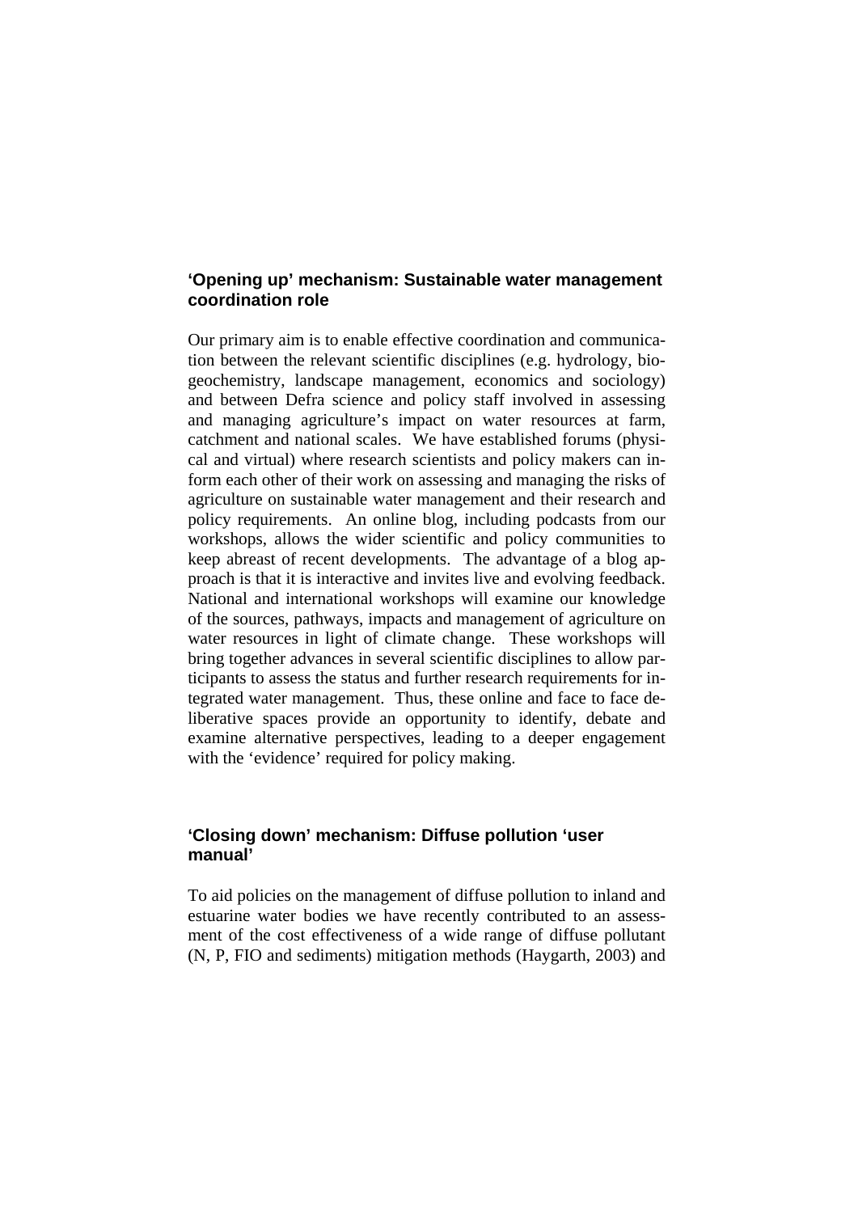### ‘Opening up’ mechanism: Sustainable water management coordination role

Our primary aim is to enable effective coordination and communication between the relevant scientific disciplines (e.g. hydrology, biogeochemistry, landscape management, economics and sociology) and between Defra science and policy staff involved in assessing and managing agriculture’s impact on water resources at farm, catchment and national scales. We have established forums (physical and virtual) where research scientists and policy makers can inform each other of their work on assessing and managing the risks of agriculture on sustainable water management and their research and policy requirements. An online blog, including podcasts from our workshops, allows the wider scientific and policy communities to keep abreast of recent developments. The advantage of a blog approach is that it is interactive and invites live and evolving feedback. National and international workshops will examine our knowledge of the sources, pathways, impacts and management of agriculture on water resources in light of climate change. These workshops will bring together advances in several scientific disciplines to allow participants to assess the status and further research requirements for integrated water management. Thus, these online and face to face deliberative spaces provide an opportunity to identify, debate and examine alternative perspectives, leading to a deeper engagement with the ‘evidence’ required for policy making.

### ‘Closing down’ mechanism: Diffuse pollution ‘user manual’

To aid policies on the management of diffuse pollution to inland and estuarine water bodies we have recently contributed to an assessment of the cost effectiveness of a wide range of diffuse pollutant (N, P, FIO and sediments) mitigation methods (Haygarth, 2003) and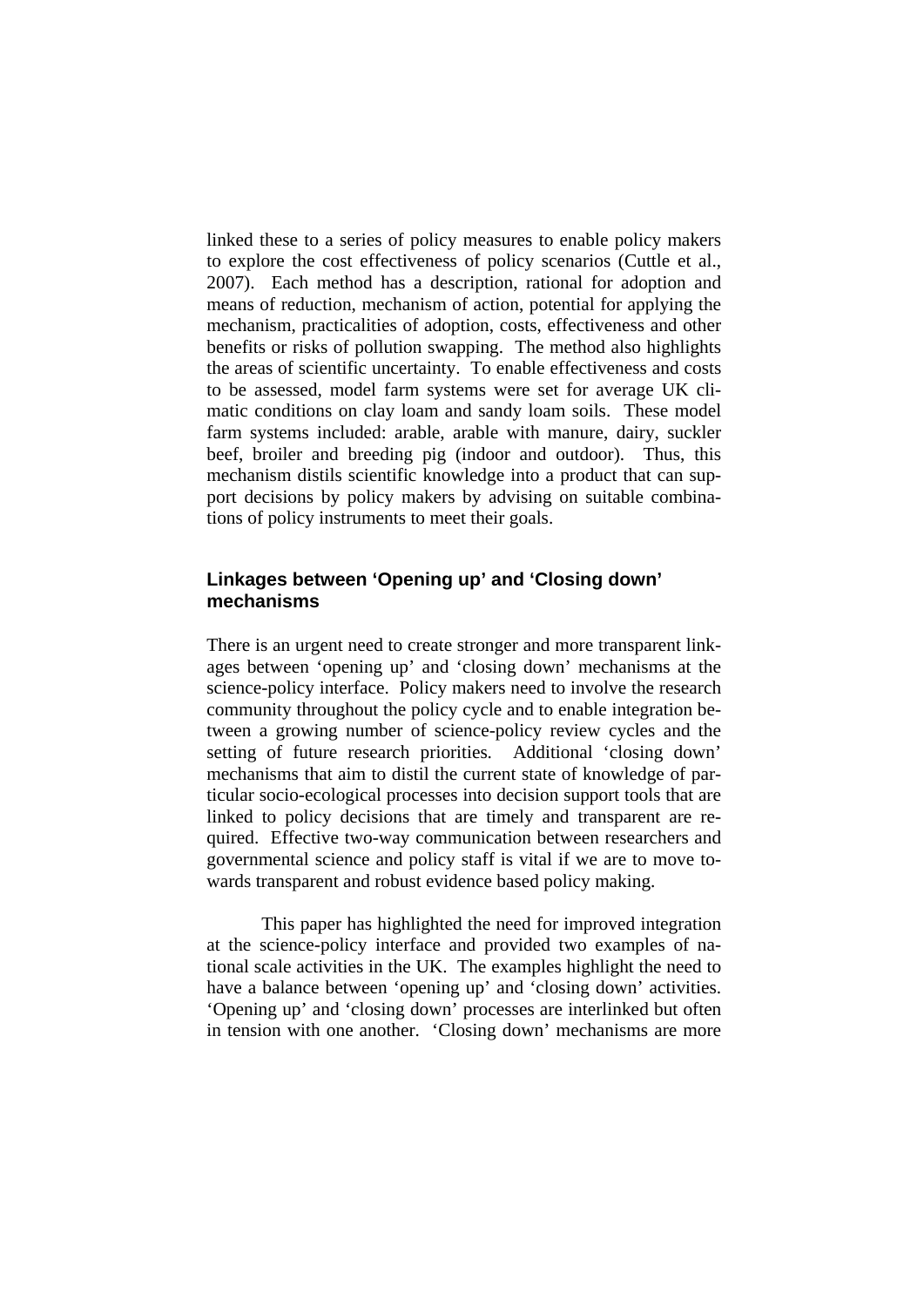linked these to a series of policy measures to enable policy makers to explore the cost effectiveness of policy scenarios (Cuttle et al., 2007). Each method has a description, rational for adoption and means of reduction, mechanism of action, potential for applying the mechanism, practicalities of adoption, costs, effectiveness and other benefits or risks of pollution swapping. The method also highlights the areas of scientific uncertainty. To enable effectiveness and costs to be assessed, model farm systems were set for average UK climatic conditions on clay loam and sandy loam soils. These model farm systems included: arable, arable with manure, dairy, suckler beef, broiler and breeding pig (indoor and outdoor). Thus, this mechanism distils scientific knowledge into a product that can support decisions by policy makers by advising on suitable combinations of policy instruments to meet their goals.

## Linkages between 'Opening up' and 'Closing down' mechanisms

There is an urgent need to create stronger and more transparent linkages between 'opening up' and 'closing down' mechanisms at the science-policy interface. Policy makers need to involve the research community throughout the policy cycle and to enable integration between a growing number of science-policy review cycles and the setting of future research priorities. Additional 'closing down' mechanisms that aim to distil the current state of knowledge of particular socio-ecological processes into decision support tools that are linked to policy decisions that are timely and transparent are required. Effective two-way communication between researchers and governmental science and policy staff is vital if we are to move towards transparent and robust evidence based policy making.

This paper has highlighted the need for improved integration at the science-policy interface and provided two examples of national scale activities in the UK. The examples highlight the need to have a balance between 'opening up' and 'closing down' activities. 'Opening up' and 'closing down' processes are interlinked but often in tension with one another. 'Closing down' mechanisms are more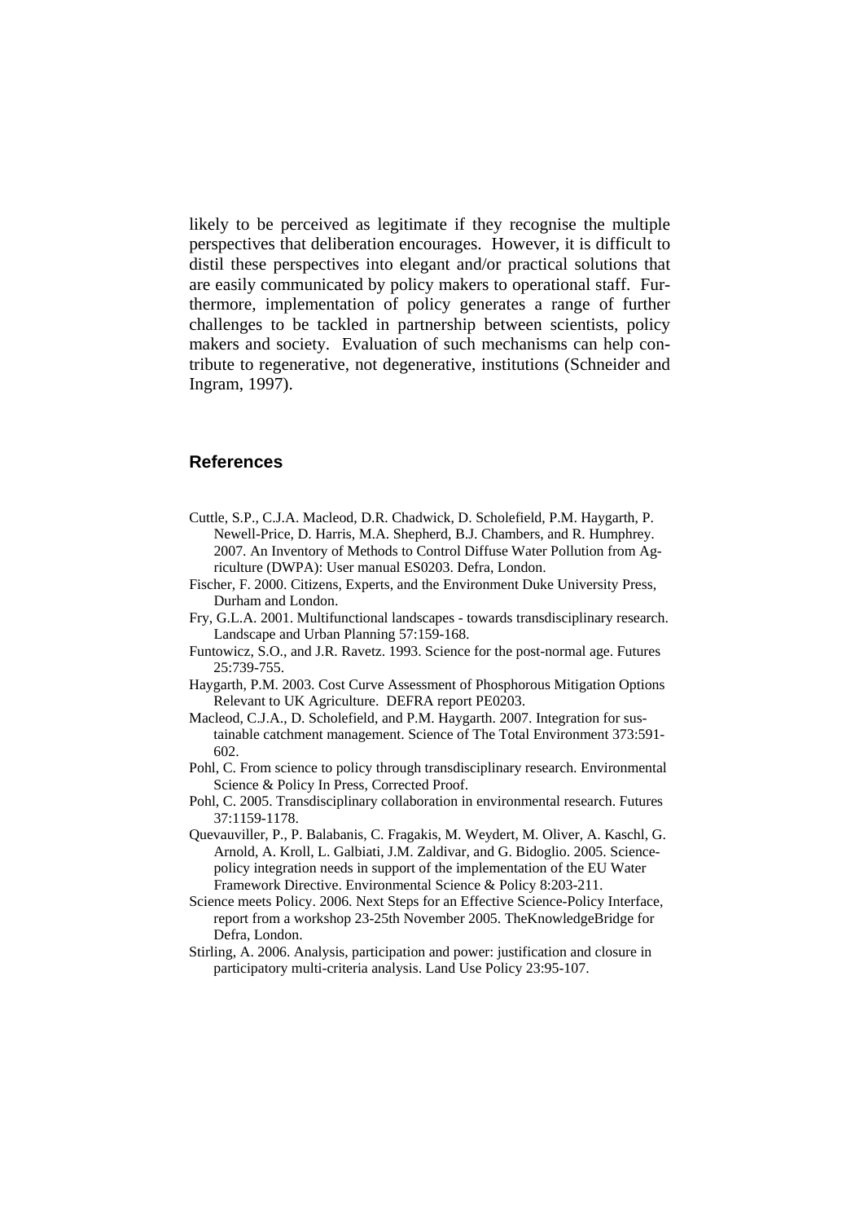likely to be perceived as legitimate if they recognise the multiple perspectives that deliberation encourages. However, it is difficult to distil these perspectives into elegant and/or practical solutions that are easily communicated by policy makers to operational staff. Furthermore, implementation of policy generates a range of further challenges to be tackled in partnership between scientists, policy makers and society. Evaluation of such mechanisms can help contribute to regenerative, not degenerative, institutions (Schneider and Ingram, 1997).

## References

Cuttle, S.P., C.J.A. Macleod, D.R. Chadwick, D. Scholefield, P.M. Haygarth, P. Newell-Price, D. Harris, M.A. Shepherd, B.J. Chambers, and R. Humphrey. 2007. An Inventory of Methods to Control Diffuse Water Pollution from Agriculture (DWPA): User manual ES0203. Defra, London.

Fischer, F. 2000. Citizens, Experts, and the Environment Duke University Press, Durham and London.

Fry, G.L.A. 2001. Multifunctional landscapes - towards transdisciplinary research. Landscape and Urban Planning 57:159-168.

Funtowicz, S.O., and J.R. Ravetz. 1993. Science for the post-normal age. Futures 25:739-755.

Haygarth, P.M. 2003. Cost Curve Assessment of Phosphorous Mitigation Options Relevant to UK Agriculture. DEFRA report PE0203.

Macleod, C.J.A., D. Scholefield, and P.M. Haygarth. 2007. Integration for sustainable catchment management. Science of The Total Environment 373:591-602.

Pohl, C. From science to policy through transdisciplinary research. Environmental Science & Policy In Press, Corrected Proof.

Pohl, C. 2005. Transdisciplinary collaboration in environmental research. Futures 37:1159-1178.

Quevauviller, P., P. Balabanis, C. Fragakis, M. Weydert, M. Oliver, A. Kaschl, G. Arnold, A. Kroll, L. Galbiati, J.M. Zaldivar, and G. Bidoglio. 2005. Science-policy integration needs in support of the implementation of the EU Water Framework Directive. Environmental Science & Policy 8:203-211.

Science meets Policy. 2006. Next Steps for an Effective Science-Policy Interface, report from a workshop 23-25th November 2005. TheKnowledgeBridge for Defra, London.

Stirling, A. 2006. Analysis, participation and power: justification and closure in participatory multi-criteria analysis. Land Use Policy 23:95-107.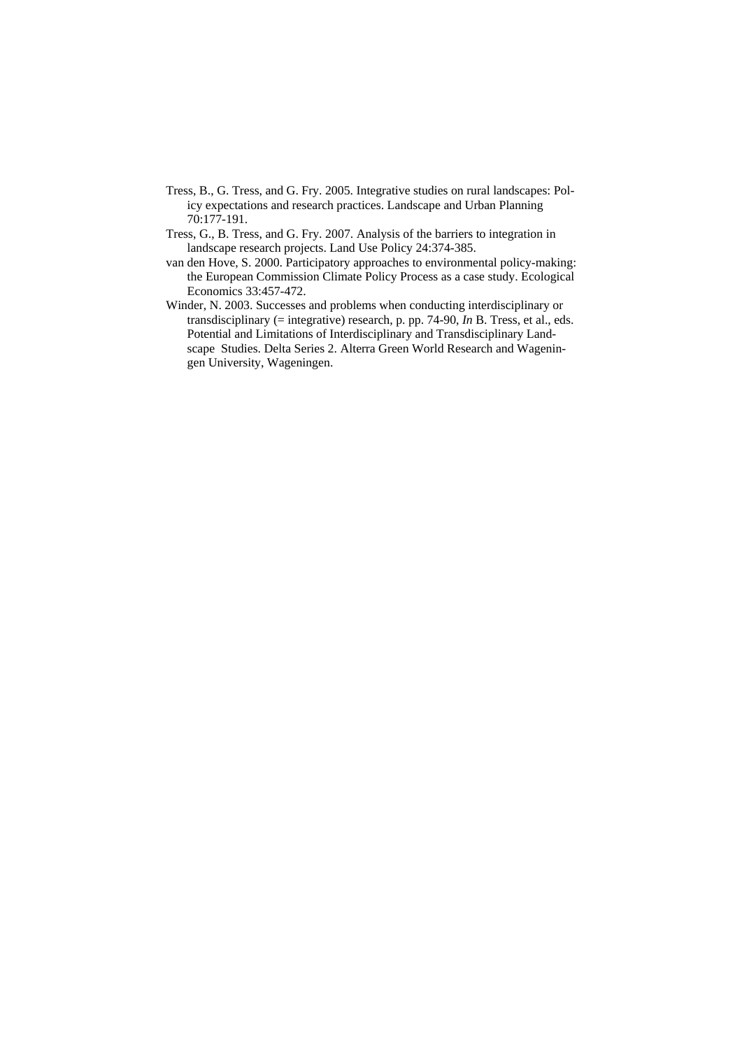Tress, B., G. Tress, and G. Fry. 2005. Integrative studies on rural landscapes: Policy expectations and research practices. Landscape and Urban Planning 70:177-191.

Tress, G., B. Tress, and G. Fry. 2007. Analysis of the barriers to integration in landscape research projects. Land Use Policy 24:374-385.

van den Hove, S. 2000. Participatory approaches to environmental policy-making: the European Commission Climate Policy Process as a case study. Ecological Economics 33:457-472.

Winder, N. 2003. Successes and problems when conducting interdisciplinary or transdisciplinary (= integrative) research, p. pp. 74-90, *In* B. Tress, et al., eds. Potential and Limitations of Interdisciplinary and Transdisciplinary Landscape Studies. Delta Series 2. Alterra Green World Research and Wageningen University, Wageningen.